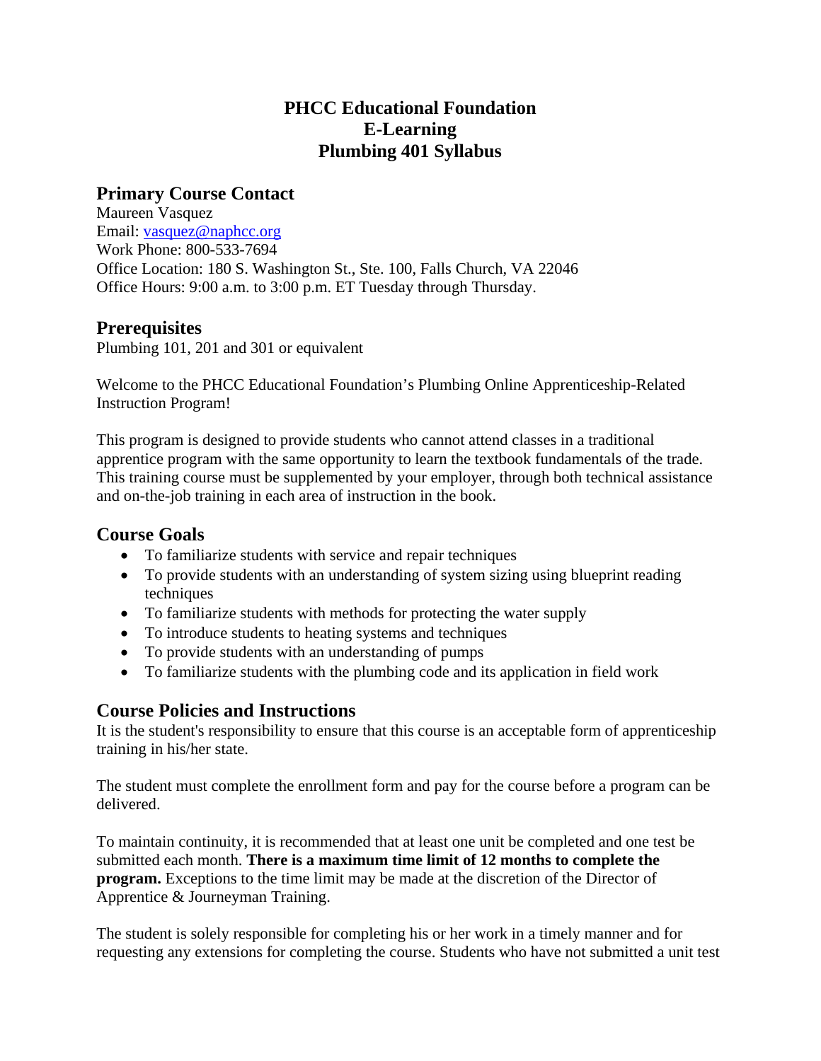# PHCC Educational Foundation
# E-Learning
# Plumbing 401 Syllabus

## Primary Course Contact

Maureen Vasquez
Email: vasquez@naphcc.org
Work Phone: 800-533-7694
Office Location: 180 S. Washington St., Ste. 100, Falls Church, VA 22046
Office Hours: 9:00 a.m. to 3:00 p.m. ET Tuesday through Thursday.

## Prerequisites

Plumbing 101, 201 and 301 or equivalent

Welcome to the PHCC Educational Foundation's Plumbing Online Apprenticeship-Related Instruction Program!

This program is designed to provide students who cannot attend classes in a traditional apprentice program with the same opportunity to learn the textbook fundamentals of the trade. This training course must be supplemented by your employer, through both technical assistance and on-the-job training in each area of instruction in the book.

## Course Goals

- To familiarize students with service and repair techniques
- To provide students with an understanding of system sizing using blueprint reading techniques
- To familiarize students with methods for protecting the water supply
- To introduce students to heating systems and techniques
- To provide students with an understanding of pumps
- To familiarize students with the plumbing code and its application in field work

## Course Policies and Instructions

It is the student's responsibility to ensure that this course is an acceptable form of apprenticeship training in his/her state.

The student must complete the enrollment form and pay for the course before a program can be delivered.

To maintain continuity, it is recommended that at least one unit be completed and one test be submitted each month. **There is a maximum time limit of 12 months to complete the program.** Exceptions to the time limit may be made at the discretion of the Director of Apprentice & Journeyman Training.

The student is solely responsible for completing his or her work in a timely manner and for requesting any extensions for completing the course. Students who have not submitted a unit test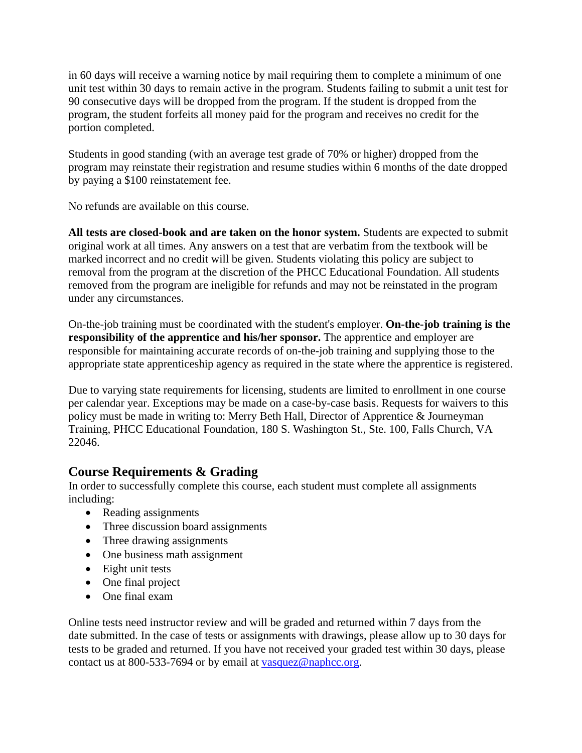in 60 days will receive a warning notice by mail requiring them to complete a minimum of one unit test within 30 days to remain active in the program. Students failing to submit a unit test for 90 consecutive days will be dropped from the program. If the student is dropped from the program, the student forfeits all money paid for the program and receives no credit for the portion completed.

Students in good standing (with an average test grade of 70% or higher) dropped from the program may reinstate their registration and resume studies within 6 months of the date dropped by paying a $100 reinstatement fee.

No refunds are available on this course.

**All tests are closed-book and are taken on the honor system.** Students are expected to submit original work at all times. Any answers on a test that are verbatim from the textbook will be marked incorrect and no credit will be given. Students violating this policy are subject to removal from the program at the discretion of the PHCC Educational Foundation. All students removed from the program are ineligible for refunds and may not be reinstated in the program under any circumstances.

On-the-job training must be coordinated with the student's employer. **On-the-job training is the responsibility of the apprentice and his/her sponsor.** The apprentice and employer are responsible for maintaining accurate records of on-the-job training and supplying those to the appropriate state apprenticeship agency as required in the state where the apprentice is registered.

Due to varying state requirements for licensing, students are limited to enrollment in one course per calendar year. Exceptions may be made on a case-by-case basis. Requests for waivers to this policy must be made in writing to: Merry Beth Hall, Director of Apprentice & Journeyman Training, PHCC Educational Foundation, 180 S. Washington St., Ste. 100, Falls Church, VA 22046.

## Course Requirements & Grading

In order to successfully complete this course, each student must complete all assignments including:

- Reading assignments
- Three discussion board assignments
- Three drawing assignments
- One business math assignment
- Eight unit tests
- One final project
- One final exam

Online tests need instructor review and will be graded and returned within 7 days from the date submitted. In the case of tests or assignments with drawings, please allow up to 30 days for tests to be graded and returned. If you have not received your graded test within 30 days, please contact us at 800-533-7694 or by email at vasquez@naphcc.org.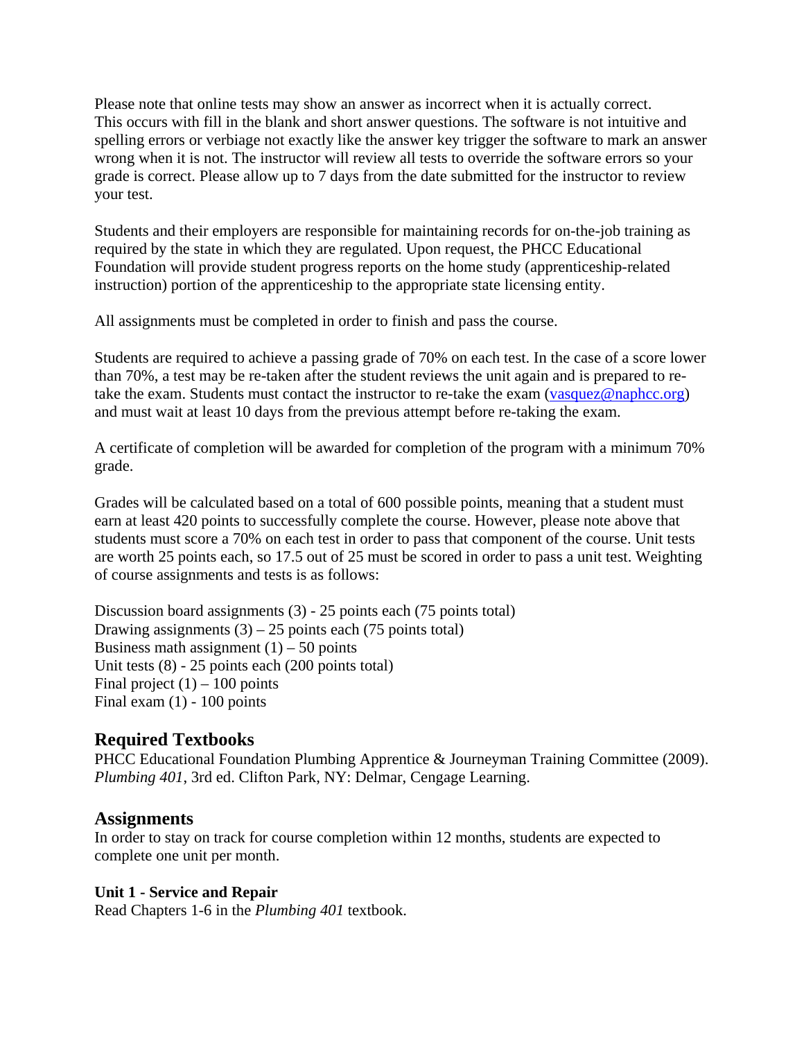Please note that online tests may show an answer as incorrect when it is actually correct. This occurs with fill in the blank and short answer questions. The software is not intuitive and spelling errors or verbiage not exactly like the answer key trigger the software to mark an answer wrong when it is not. The instructor will review all tests to override the software errors so your grade is correct. Please allow up to 7 days from the date submitted for the instructor to review your test.

Students and their employers are responsible for maintaining records for on-the-job training as required by the state in which they are regulated. Upon request, the PHCC Educational Foundation will provide student progress reports on the home study (apprenticeship-related instruction) portion of the apprenticeship to the appropriate state licensing entity.

All assignments must be completed in order to finish and pass the course.

Students are required to achieve a passing grade of 70% on each test. In the case of a score lower than 70%, a test may be re-taken after the student reviews the unit again and is prepared to re-take the exam. Students must contact the instructor to re-take the exam ([vasquez@naphcc.org](mailto:vasquez@naphcc.org)) and must wait at least 10 days from the previous attempt before re-taking the exam.

A certificate of completion will be awarded for completion of the program with a minimum 70% grade.

Grades will be calculated based on a total of 600 possible points, meaning that a student must earn at least 420 points to successfully complete the course. However, please note above that students must score a 70% on each test in order to pass that component of the course. Unit tests are worth 25 points each, so 17.5 out of 25 must be scored in order to pass a unit test. Weighting of course assignments and tests is as follows:

Discussion board assignments (3) - 25 points each (75 points total)
Drawing assignments (3) – 25 points each (75 points total)
Business math assignment (1) – 50 points
Unit tests (8) - 25 points each (200 points total)
Final project (1) – 100 points
Final exam (1) - 100 points

## Required Textbooks

PHCC Educational Foundation Plumbing Apprentice & Journeyman Training Committee (2009). *Plumbing 401*, 3rd ed. Clifton Park, NY: Delmar, Cengage Learning.

## Assignments

In order to stay on track for course completion within 12 months, students are expected to complete one unit per month.

**Unit 1 - Service and Repair**
Read Chapters 1-6 in the *Plumbing 401* textbook.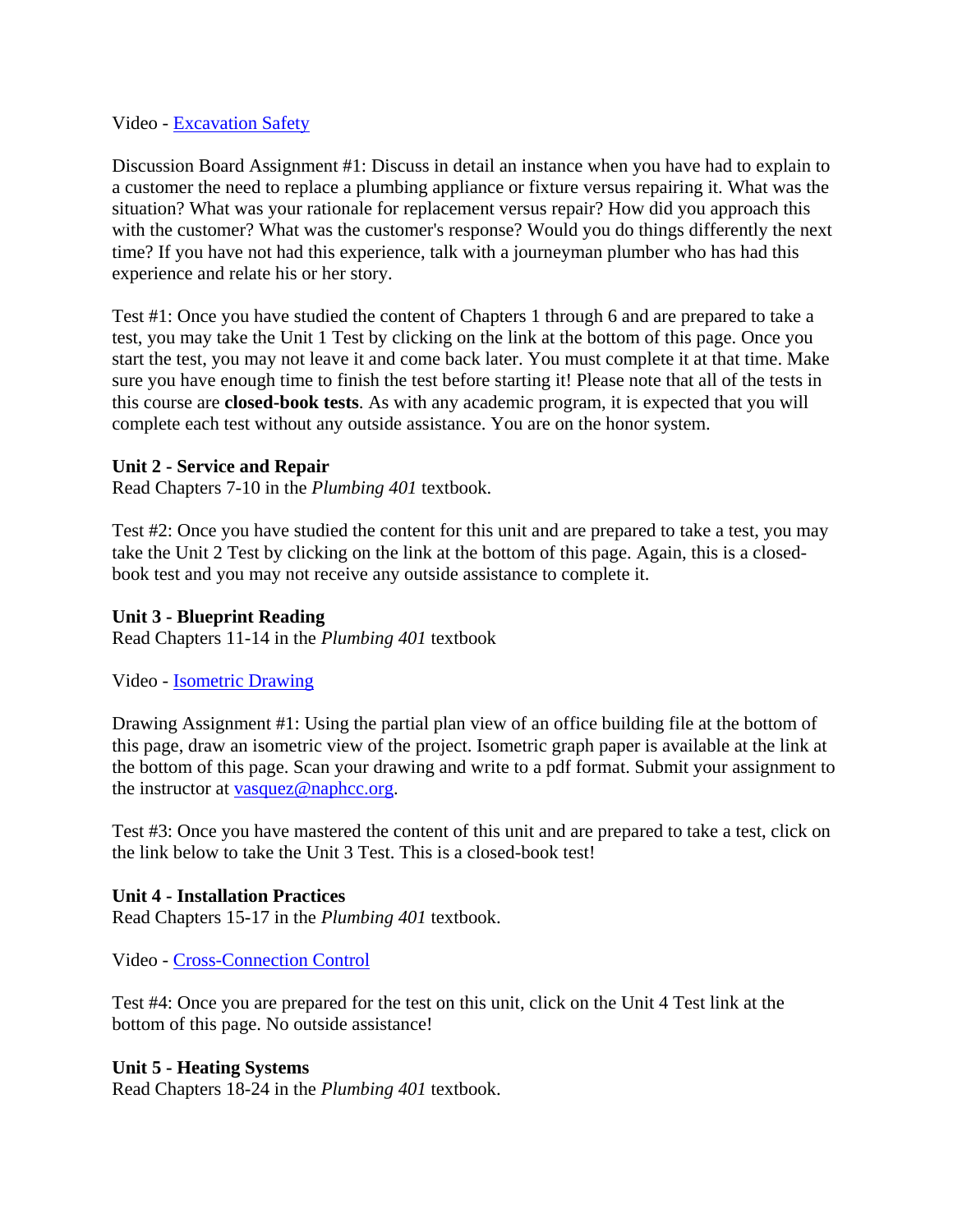Video - [Excavation Safety]

Discussion Board Assignment #1: Discuss in detail an instance when you have had to explain to a customer the need to replace a plumbing appliance or fixture versus repairing it. What was the situation? What was your rationale for replacement versus repair? How did you approach this with the customer? What was the customer's response? Would you do things differently the next time? If you have not had this experience, talk with a journeyman plumber who has had this experience and relate his or her story.

Test #1: Once you have studied the content of Chapters 1 through 6 and are prepared to take a test, you may take the Unit 1 Test by clicking on the link at the bottom of this page. Once you start the test, you may not leave it and come back later. You must complete it at that time. Make sure you have enough time to finish the test before starting it! Please note that all of the tests in this course are **closed-book tests**. As with any academic program, it is expected that you will complete each test without any outside assistance. You are on the honor system.

**Unit 2 - Service and Repair**
Read Chapters 7-10 in the *Plumbing 401* textbook.

Test #2: Once you have studied the content for this unit and are prepared to take a test, you may take the Unit 2 Test by clicking on the link at the bottom of this page. Again, this is a closed-book test and you may not receive any outside assistance to complete it.

**Unit 3 - Blueprint Reading**
Read Chapters 11-14 in the *Plumbing 401* textbook

Video - [Isometric Drawing]

Drawing Assignment #1: Using the partial plan view of an office building file at the bottom of this page, draw an isometric view of the project. Isometric graph paper is available at the link at the bottom of this page. Scan your drawing and write to a pdf format. Submit your assignment to the instructor at [vasquez@naphcc.org].

Test #3: Once you have mastered the content of this unit and are prepared to take a test, click on the link below to take the Unit 3 Test. This is a closed-book test!

**Unit 4 - Installation Practices**
Read Chapters 15-17 in the *Plumbing 401* textbook.

Video - [Cross-Connection Control]

Test #4: Once you are prepared for the test on this unit, click on the Unit 4 Test link at the bottom of this page. No outside assistance!

**Unit 5 - Heating Systems**
Read Chapters 18-24 in the *Plumbing 401* textbook.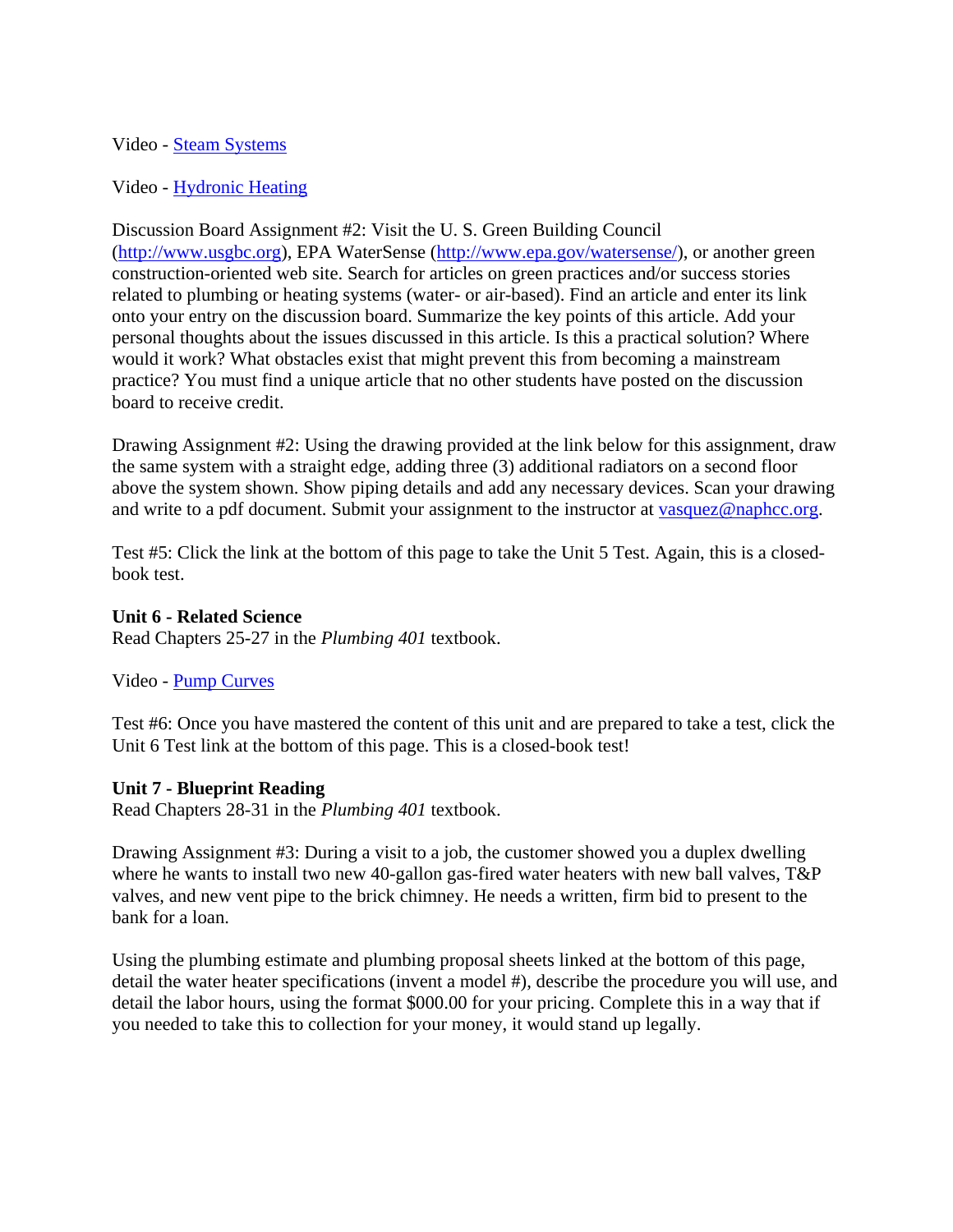Video - [Steam Systems]

Video - [Hydronic Heating]

Discussion Board Assignment #2: Visit the U. S. Green Building Council (http://www.usgbc.org), EPA WaterSense (http://www.epa.gov/watersense/), or another green construction-oriented web site. Search for articles on green practices and/or success stories related to plumbing or heating systems (water- or air-based). Find an article and enter its link onto your entry on the discussion board. Summarize the key points of this article. Add your personal thoughts about the issues discussed in this article. Is this a practical solution? Where would it work? What obstacles exist that might prevent this from becoming a mainstream practice? You must find a unique article that no other students have posted on the discussion board to receive credit.

Drawing Assignment #2: Using the drawing provided at the link below for this assignment, draw the same system with a straight edge, adding three (3) additional radiators on a second floor above the system shown. Show piping details and add any necessary devices. Scan your drawing and write to a pdf document. Submit your assignment to the instructor at vasquez@naphcc.org.

Test #5: Click the link at the bottom of this page to take the Unit 5 Test. Again, this is a closed-book test.

**Unit 6 - Related Science**
Read Chapters 25-27 in the *Plumbing 401* textbook.

Video - [Pump Curves]

Test #6: Once you have mastered the content of this unit and are prepared to take a test, click the Unit 6 Test link at the bottom of this page. This is a closed-book test!

**Unit 7 - Blueprint Reading**
Read Chapters 28-31 in the *Plumbing 401* textbook.

Drawing Assignment #3: During a visit to a job, the customer showed you a duplex dwelling where he wants to install two new 40-gallon gas-fired water heaters with new ball valves, T&P valves, and new vent pipe to the brick chimney. He needs a written, firm bid to present to the bank for a loan.

Using the plumbing estimate and plumbing proposal sheets linked at the bottom of this page, detail the water heater specifications (invent a model #), describe the procedure you will use, and detail the labor hours, using the format $000.00 for your pricing. Complete this in a way that if you needed to take this to collection for your money, it would stand up legally.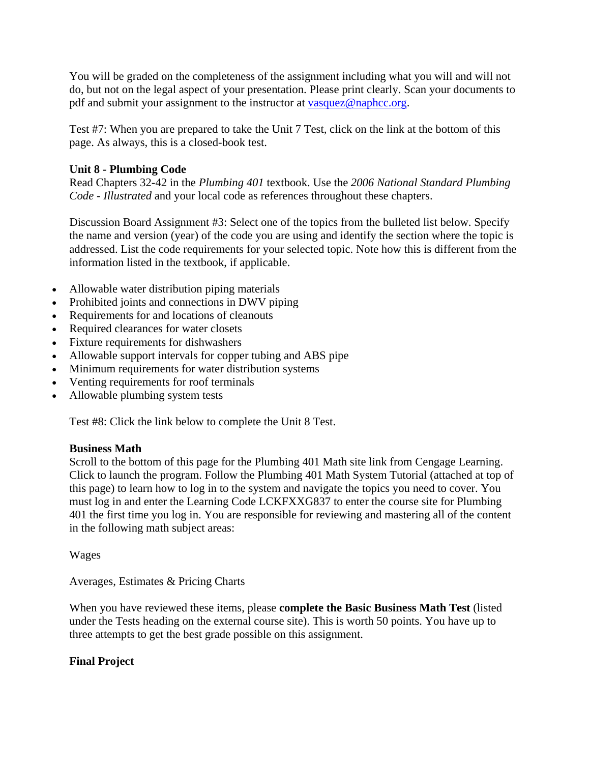You will be graded on the completeness of the assignment including what you will and will not do, but not on the legal aspect of your presentation. Please print clearly. Scan your documents to pdf and submit your assignment to the instructor at [vasquez@naphcc.org](mailto:vasquez@naphcc.org).

Test #7: When you are prepared to take the Unit 7 Test, click on the link at the bottom of this page. As always, this is a closed-book test.

**Unit 8 - Plumbing Code**

Read Chapters 32-42 in the *Plumbing 401* textbook. Use the *2006 National Standard Plumbing Code - Illustrated* and your local code as references throughout these chapters.

Discussion Board Assignment #3: Select one of the topics from the bulleted list below. Specify the name and version (year) of the code you are using and identify the section where the topic is addressed. List the code requirements for your selected topic. Note how this is different from the information listed in the textbook, if applicable.

- Allowable water distribution piping materials
- Prohibited joints and connections in DWV piping
- Requirements for and locations of cleanouts
- Required clearances for water closets
- Fixture requirements for dishwashers
- Allowable support intervals for copper tubing and ABS pipe
- Minimum requirements for water distribution systems
- Venting requirements for roof terminals
- Allowable plumbing system tests

Test #8: Click the link below to complete the Unit 8 Test.

**Business Math**

Scroll to the bottom of this page for the Plumbing 401 Math site link from Cengage Learning. Click to launch the program. Follow the Plumbing 401 Math System Tutorial (attached at top of this page) to learn how to log in to the system and navigate the topics you need to cover. You must log in and enter the Learning Code LCKFXXG837 to enter the course site for Plumbing 401 the first time you log in. You are responsible for reviewing and mastering all of the content in the following math subject areas:

Wages

Averages, Estimates & Pricing Charts

When you have reviewed these items, please **complete the Basic Business Math Test** (listed under the Tests heading on the external course site). This is worth 50 points. You have up to three attempts to get the best grade possible on this assignment.

**Final Project**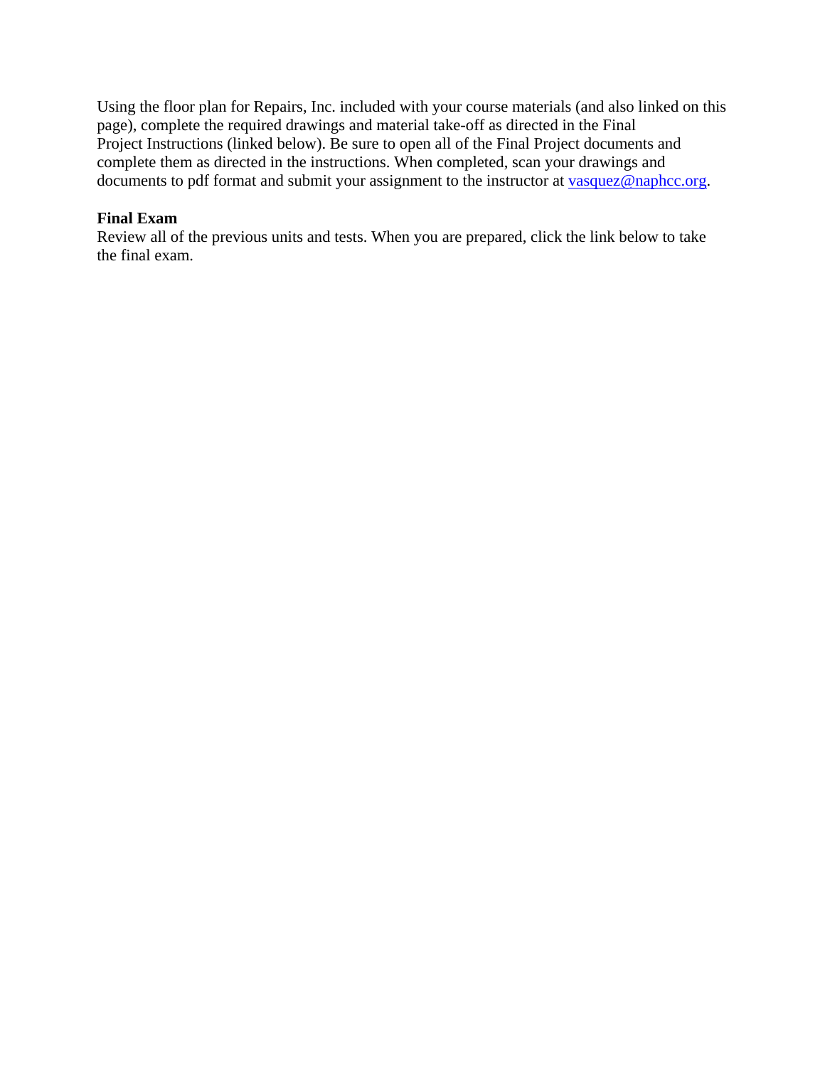Using the floor plan for Repairs, Inc. included with your course materials (and also linked on this page), complete the required drawings and material take-off as directed in the Final Project Instructions (linked below). Be sure to open all of the Final Project documents and complete them as directed in the instructions. When completed, scan your drawings and documents to pdf format and submit your assignment to the instructor at vasquez@naphcc.org.

**Final Exam**

Review all of the previous units and tests. When you are prepared, click the link below to take the final exam.